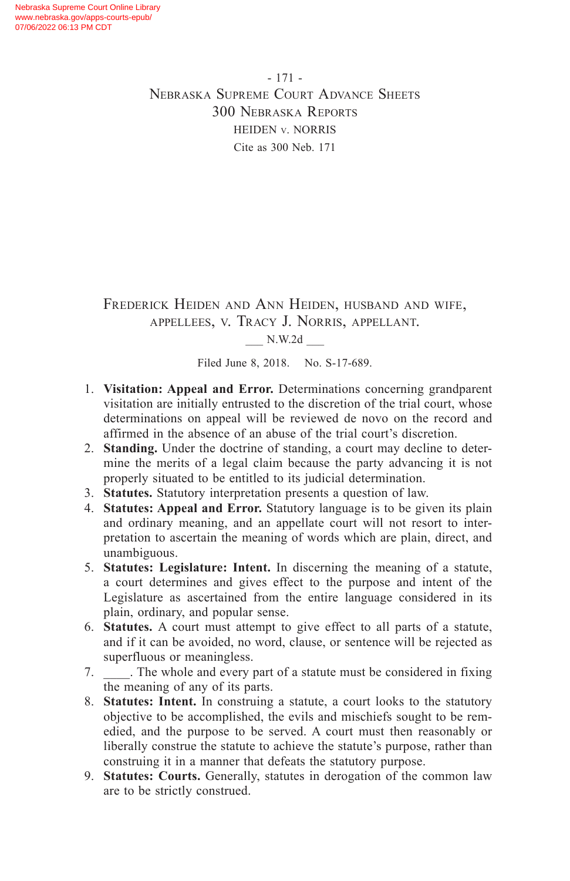Frederick Heiden and Ann Heiden, husband and wife, appellees, v. Tracy J. Norris, appellant.

___ N.W.2d ___

Filed June 8, 2018. No. S-17-689.

1. **Visitation: Appeal and Error.** Determinations concerning grandparent visitation are initially entrusted to the discretion of the trial court, whose determinations on appeal will be reviewed de novo on the record and affirmed in the absence of an abuse of the trial court's discretion.
2. **Standing.** Under the doctrine of standing, a court may decline to determine the merits of a legal claim because the party advancing it is not properly situated to be entitled to its judicial determination.
3. **Statutes.** Statutory interpretation presents a question of law.
4. **Statutes: Appeal and Error.** Statutory language is to be given its plain and ordinary meaning, and an appellate court will not resort to interpretation to ascertain the meaning of words which are plain, direct, and unambiguous.
5. **Statutes: Legislature: Intent.** In discerning the meaning of a statute, a court determines and gives effect to the purpose and intent of the Legislature as ascertained from the entire language considered in its plain, ordinary, and popular sense.
6. **Statutes.** A court must attempt to give effect to all parts of a statute, and if it can be avoided, no word, clause, or sentence will be rejected as superfluous or meaningless.
7. ____. The whole and every part of a statute must be considered in fixing the meaning of any of its parts.
8. **Statutes: Intent.** In construing a statute, a court looks to the statutory objective to be accomplished, the evils and mischiefs sought to be remedied, and the purpose to be served. A court must then reasonably or liberally construe the statute to achieve the statute's purpose, rather than construing it in a manner that defeats the statutory purpose.
9. **Statutes: Courts.** Generally, statutes in derogation of the common law are to be strictly construed.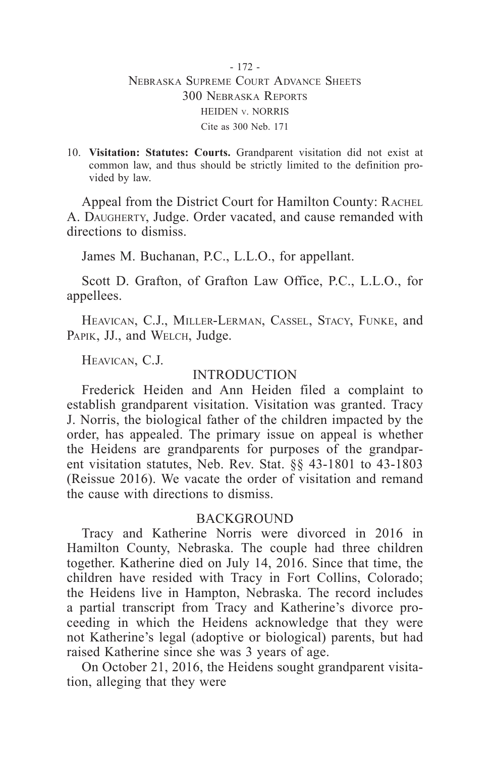10. **Visitation: Statutes: Courts.** Grandparent visitation did not exist at common law, and thus should be strictly limited to the definition provided by law.

Appeal from the District Court for Hamilton County: Rachel A. Daugherty, Judge. Order vacated, and cause remanded with directions to dismiss.

James M. Buchanan, P.C., L.L.O., for appellant.

Scott D. Grafton, of Grafton Law Office, P.C., L.L.O., for appellees.

Heavican, C.J., Miller-Lerman, Cassel, Stacy, Funke, and Papik, JJ., and Welch, Judge.

Heavican, C.J.

## INTRODUCTION

Frederick Heiden and Ann Heiden filed a complaint to establish grandparent visitation. Visitation was granted. Tracy J. Norris, the biological father of the children impacted by the order, has appealed. The primary issue on appeal is whether the Heidens are grandparents for purposes of the grandparent visitation statutes, Neb. Rev. Stat. §§ 43-1801 to 43-1803 (Reissue 2016). We vacate the order of visitation and remand the cause with directions to dismiss.

## BACKGROUND

Tracy and Katherine Norris were divorced in 2016 in Hamilton County, Nebraska. The couple had three children together. Katherine died on July 14, 2016. Since that time, the children have resided with Tracy in Fort Collins, Colorado; the Heidens live in Hampton, Nebraska. The record includes a partial transcript from Tracy and Katherine's divorce proceeding in which the Heidens acknowledge that they were not Katherine's legal (adoptive or biological) parents, but had raised Katherine since she was 3 years of age.

On October 21, 2016, the Heidens sought grandparent visitation, alleging that they were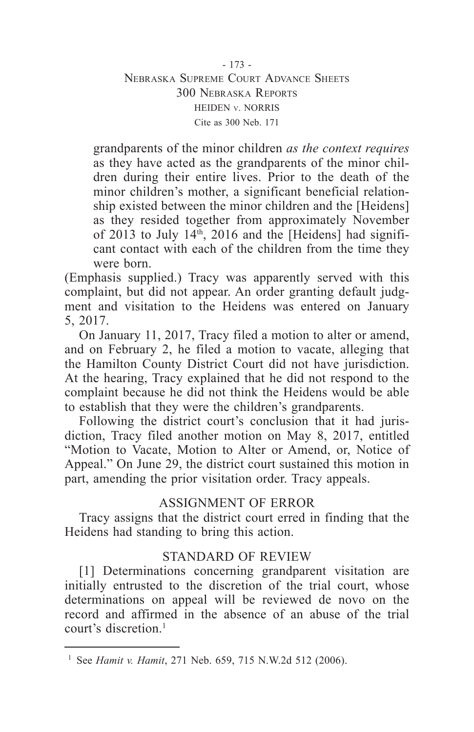> grandparents of the minor children *as the context requires* as they have acted as the grandparents of the minor children during their entire lives. Prior to the death of the minor children's mother, a significant beneficial relationship existed between the minor children and the [Heidens] as they resided together from approximately November of 2013 to July 14th, 2016 and the [Heidens] had significant contact with each of the children from the time they were born.

(Emphasis supplied.) Tracy was apparently served with this complaint, but did not appear. An order granting default judgment and visitation to the Heidens was entered on January 5, 2017.

On January 11, 2017, Tracy filed a motion to alter or amend, and on February 2, he filed a motion to vacate, alleging that the Hamilton County District Court did not have jurisdiction. At the hearing, Tracy explained that he did not respond to the complaint because he did not think the Heidens would be able to establish that they were the children's grandparents.

Following the district court's conclusion that it had jurisdiction, Tracy filed another motion on May 8, 2017, entitled "Motion to Vacate, Motion to Alter or Amend, or, Notice of Appeal." On June 29, the district court sustained this motion in part, amending the prior visitation order. Tracy appeals.

## ASSIGNMENT OF ERROR

Tracy assigns that the district court erred in finding that the Heidens had standing to bring this action.

## STANDARD OF REVIEW

[1] Determinations concerning grandparent visitation are initially entrusted to the discretion of the trial court, whose determinations on appeal will be reviewed de novo on the record and affirmed in the absence of an abuse of the trial court's discretion.[1]

---

[1] See *Hamit v. Hamit*, 271 Neb. 659, 715 N.W.2d 512 (2006).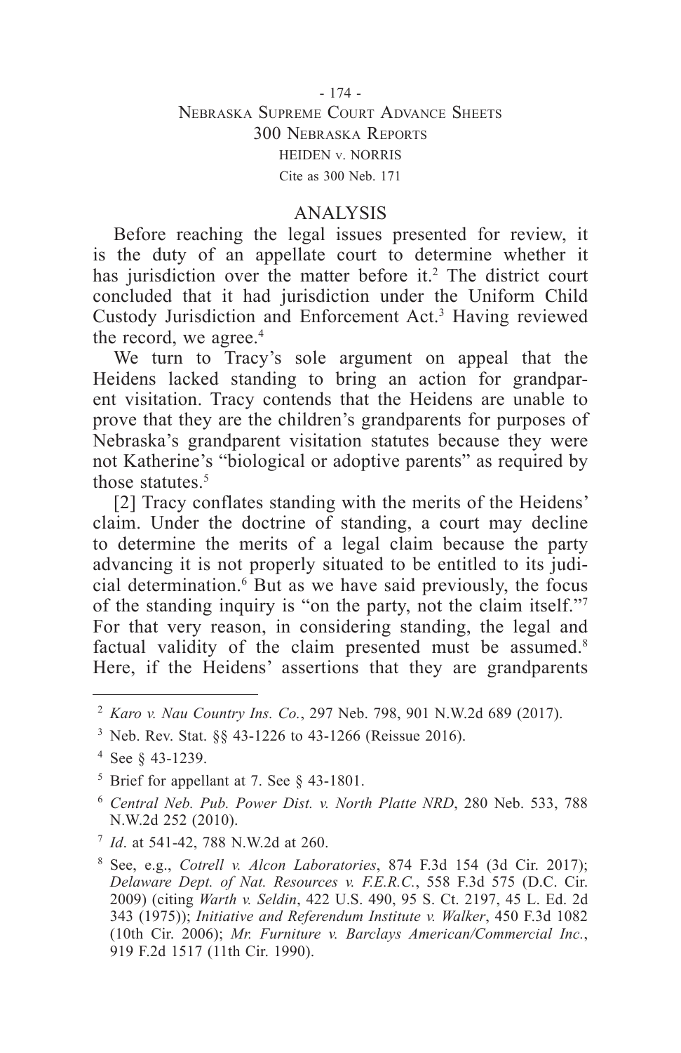## ANALYSIS

Before reaching the legal issues presented for review, it is the duty of an appellate court to determine whether it has jurisdiction over the matter before it.[2] The district court concluded that it had jurisdiction under the Uniform Child Custody Jurisdiction and Enforcement Act.[3] Having reviewed the record, we agree.[4]

We turn to Tracy's sole argument on appeal that the Heidens lacked standing to bring an action for grandparent visitation. Tracy contends that the Heidens are unable to prove that they are the children's grandparents for purposes of Nebraska's grandparent visitation statutes because they were not Katherine's "biological or adoptive parents" as required by those statutes.[5]

[2] Tracy conflates standing with the merits of the Heidens' claim. Under the doctrine of standing, a court may decline to determine the merits of a legal claim because the party advancing it is not properly situated to be entitled to its judicial determination.[6] But as we have said previously, the focus of the standing inquiry is "on the party, not the claim itself."[7] For that very reason, in considering standing, the legal and factual validity of the claim presented must be assumed.[8] Here, if the Heidens' assertions that they are grandparents

---

[2] *Karo v. Nau Country Ins. Co.*, 297 Neb. 798, 901 N.W.2d 689 (2017).

[3] Neb. Rev. Stat. §§ 43-1226 to 43-1266 (Reissue 2016).

[4] See § 43-1239.

[5] Brief for appellant at 7. See § 43-1801.

[6] *Central Neb. Pub. Power Dist. v. North Platte NRD*, 280 Neb. 533, 788 N.W.2d 252 (2010).

[7] *Id*. at 541-42, 788 N.W.2d at 260.

[8] See, e.g., *Cotrell v. Alcon Laboratories*, 874 F.3d 154 (3d Cir. 2017); *Delaware Dept. of Nat. Resources v. F.E.R.C.*, 558 F.3d 575 (D.C. Cir. 2009) (citing *Warth v. Seldin*, 422 U.S. 490, 95 S. Ct. 2197, 45 L. Ed. 2d 343 (1975)); *Initiative and Referendum Institute v. Walker*, 450 F.3d 1082 (10th Cir. 2006); *Mr. Furniture v. Barclays American/Commercial Inc.*, 919 F.2d 1517 (11th Cir. 1990).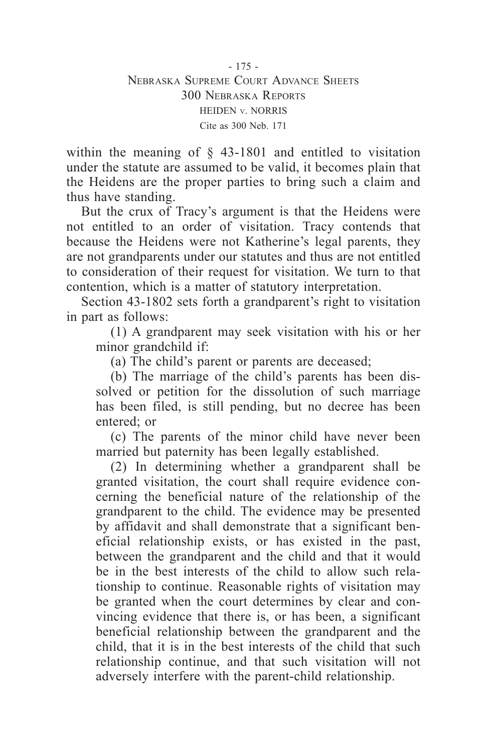within the meaning of § 43-1801 and entitled to visitation under the statute are assumed to be valid, it becomes plain that the Heidens are the proper parties to bring such a claim and thus have standing.

But the crux of Tracy's argument is that the Heidens were not entitled to an order of visitation. Tracy contends that because the Heidens were not Katherine's legal parents, they are not grandparents under our statutes and thus are not entitled to consideration of their request for visitation. We turn to that contention, which is a matter of statutory interpretation.

Section 43-1802 sets forth a grandparent's right to visitation in part as follows:

> (1) A grandparent may seek visitation with his or her minor grandchild if:
>
> (a) The child's parent or parents are deceased;
>
> (b) The marriage of the child's parents has been dissolved or petition for the dissolution of such marriage has been filed, is still pending, but no decree has been entered; or
>
> (c) The parents of the minor child have never been married but paternity has been legally established.
>
> (2) In determining whether a grandparent shall be granted visitation, the court shall require evidence concerning the beneficial nature of the relationship of the grandparent to the child. The evidence may be presented by affidavit and shall demonstrate that a significant beneficial relationship exists, or has existed in the past, between the grandparent and the child and that it would be in the best interests of the child to allow such relationship to continue. Reasonable rights of visitation may be granted when the court determines by clear and convincing evidence that there is, or has been, a significant beneficial relationship between the grandparent and the child, that it is in the best interests of the child that such relationship continue, and that such visitation will not adversely interfere with the parent-child relationship.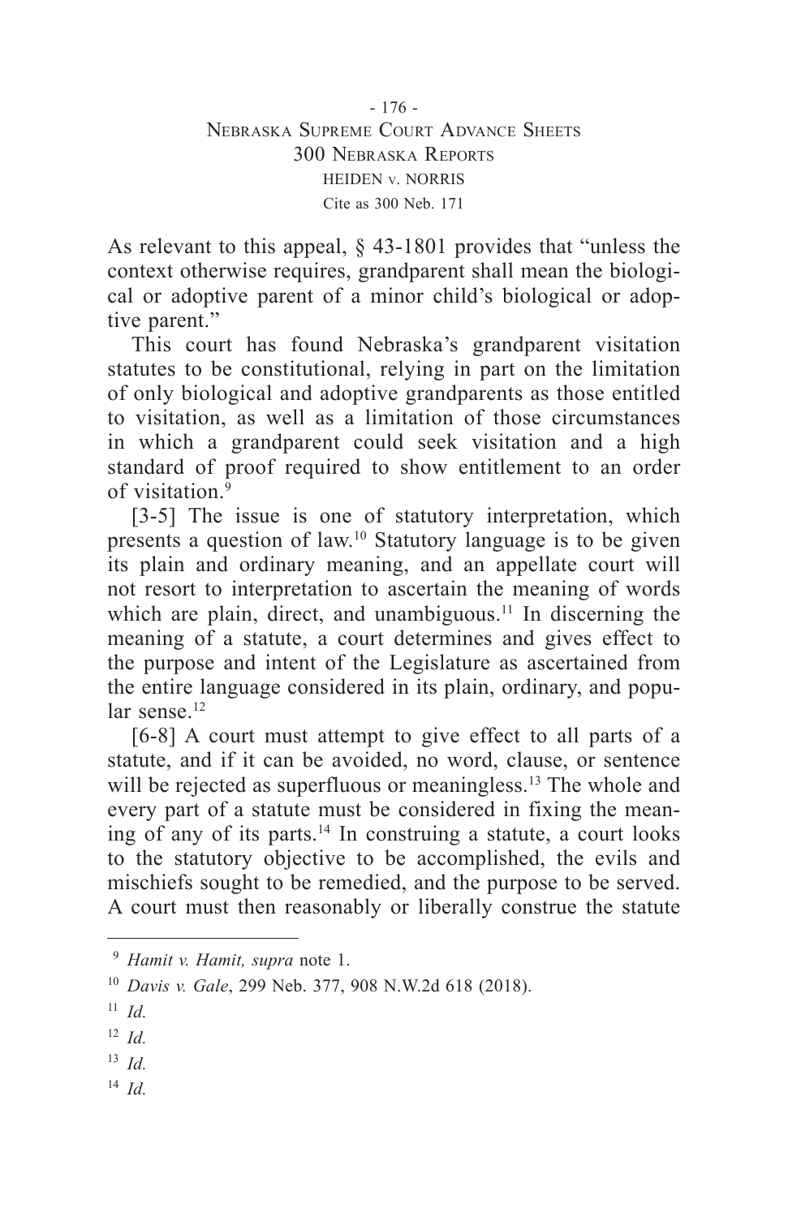As relevant to this appeal, § 43-1801 provides that "unless the context otherwise requires, grandparent shall mean the biological or adoptive parent of a minor child's biological or adoptive parent."

This court has found Nebraska's grandparent visitation statutes to be constitutional, relying in part on the limitation of only biological and adoptive grandparents as those entitled to visitation, as well as a limitation of those circumstances in which a grandparent could seek visitation and a high standard of proof required to show entitlement to an order of visitation.[9]

[3-5] The issue is one of statutory interpretation, which presents a question of law.[10] Statutory language is to be given its plain and ordinary meaning, and an appellate court will not resort to interpretation to ascertain the meaning of words which are plain, direct, and unambiguous.[11] In discerning the meaning of a statute, a court determines and gives effect to the purpose and intent of the Legislature as ascertained from the entire language considered in its plain, ordinary, and popular sense.[12]

[6-8] A court must attempt to give effect to all parts of a statute, and if it can be avoided, no word, clause, or sentence will be rejected as superfluous or meaningless.[13] The whole and every part of a statute must be considered in fixing the meaning of any of its parts.[14] In construing a statute, a court looks to the statutory objective to be accomplished, the evils and mischiefs sought to be remedied, and the purpose to be served. A court must then reasonably or liberally construe the statute

---

[9] *Hamit v. Hamit, supra* note 1.

[10] *Davis v. Gale*, 299 Neb. 377, 908 N.W.2d 618 (2018).

[11] *Id.*

[12] *Id.*

[13] *Id.*

[14] *Id.*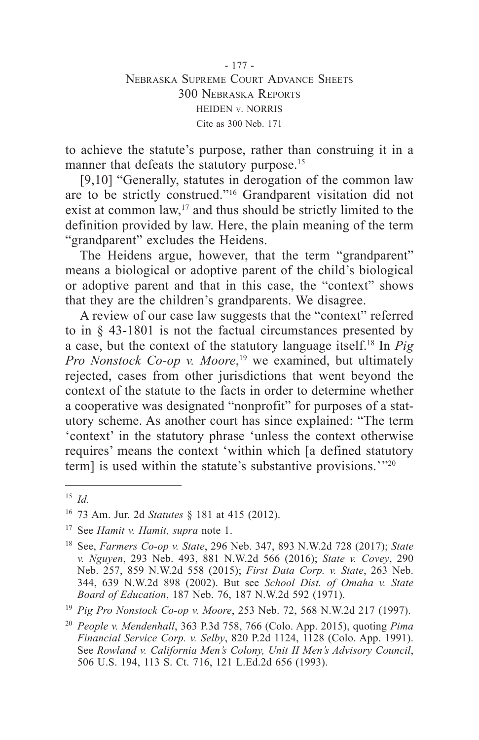to achieve the statute's purpose, rather than construing it in a manner that defeats the statutory purpose.[15]

[9,10] "Generally, statutes in derogation of the common law are to be strictly construed."[16] Grandparent visitation did not exist at common law,[17] and thus should be strictly limited to the definition provided by law. Here, the plain meaning of the term "grandparent" excludes the Heidens.

The Heidens argue, however, that the term "grandparent" means a biological or adoptive parent of the child's biological or adoptive parent and that in this case, the "context" shows that they are the children's grandparents. We disagree.

A review of our case law suggests that the "context" referred to in § 43-1801 is not the factual circumstances presented by a case, but the context of the statutory language itself.[18] In *Pig Pro Nonstock Co-op v. Moore*,[19] we examined, but ultimately rejected, cases from other jurisdictions that went beyond the context of the statute to the facts in order to determine whether a cooperative was designated "nonprofit" for purposes of a statutory scheme. As another court has since explained: "The term 'context' in the statutory phrase 'unless the context otherwise requires' means the context 'within which [a defined statutory term] is used within the statute's substantive provisions.'"[20]

---

[15] *Id.*

[16] 73 Am. Jur. 2d *Statutes* § 181 at 415 (2012).

[17] See *Hamit v. Hamit, supra* note 1.

[18] See, *Farmers Co-op v. State*, 296 Neb. 347, 893 N.W.2d 728 (2017); *State v. Nguyen*, 293 Neb. 493, 881 N.W.2d 566 (2016); *State v. Covey*, 290 Neb. 257, 859 N.W.2d 558 (2015); *First Data Corp. v. State*, 263 Neb. 344, 639 N.W.2d 898 (2002). But see *School Dist. of Omaha v. State Board of Education*, 187 Neb. 76, 187 N.W.2d 592 (1971).

[19] *Pig Pro Nonstock Co-op v. Moore*, 253 Neb. 72, 568 N.W.2d 217 (1997).

[20] *People v. Mendenhall*, 363 P.3d 758, 766 (Colo. App. 2015), quoting *Pima Financial Service Corp. v. Selby*, 820 P.2d 1124, 1128 (Colo. App. 1991). See *Rowland v. California Men's Colony, Unit II Men's Advisory Council*, 506 U.S. 194, 113 S. Ct. 716, 121 L.Ed.2d 656 (1993).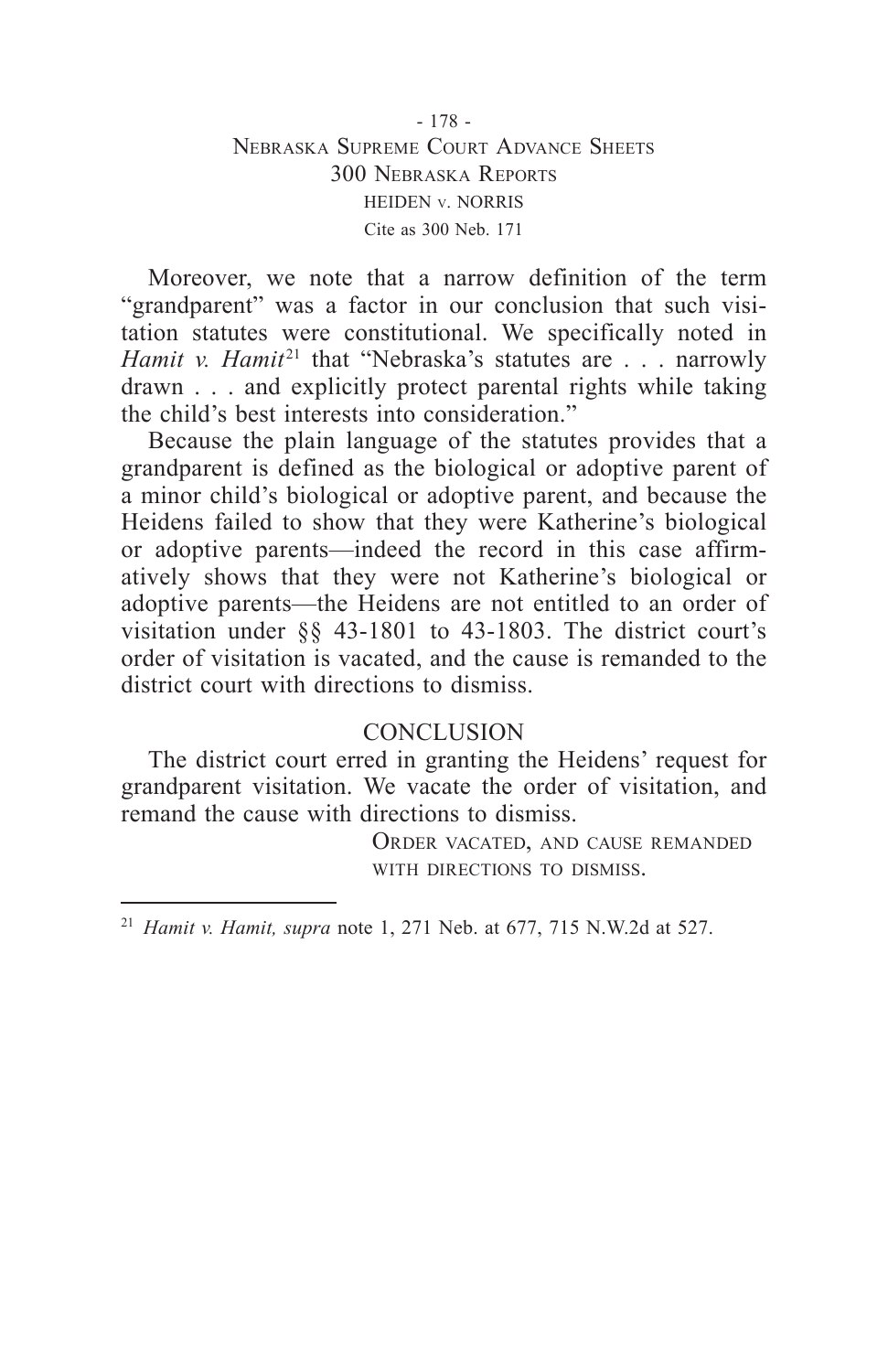Moreover, we note that a narrow definition of the term "grandparent" was a factor in our conclusion that such visitation statutes were constitutional. We specifically noted in *Hamit v. Hamit*[21] that "Nebraska's statutes are . . . narrowly drawn . . . and explicitly protect parental rights while taking the child's best interests into consideration."

Because the plain language of the statutes provides that a grandparent is defined as the biological or adoptive parent of a minor child's biological or adoptive parent, and because the Heidens failed to show that they were Katherine's biological or adoptive parents—indeed the record in this case affirmatively shows that they were not Katherine's biological or adoptive parents—the Heidens are not entitled to an order of visitation under §§ 43-1801 to 43-1803. The district court's order of visitation is vacated, and the cause is remanded to the district court with directions to dismiss.

## CONCLUSION

The district court erred in granting the Heidens' request for grandparent visitation. We vacate the order of visitation, and remand the cause with directions to dismiss.

ORDER VACATED, AND CAUSE REMANDED WITH DIRECTIONS TO DISMISS.

---

[21] *Hamit v. Hamit, supra* note 1, 271 Neb. at 677, 715 N.W.2d at 527.